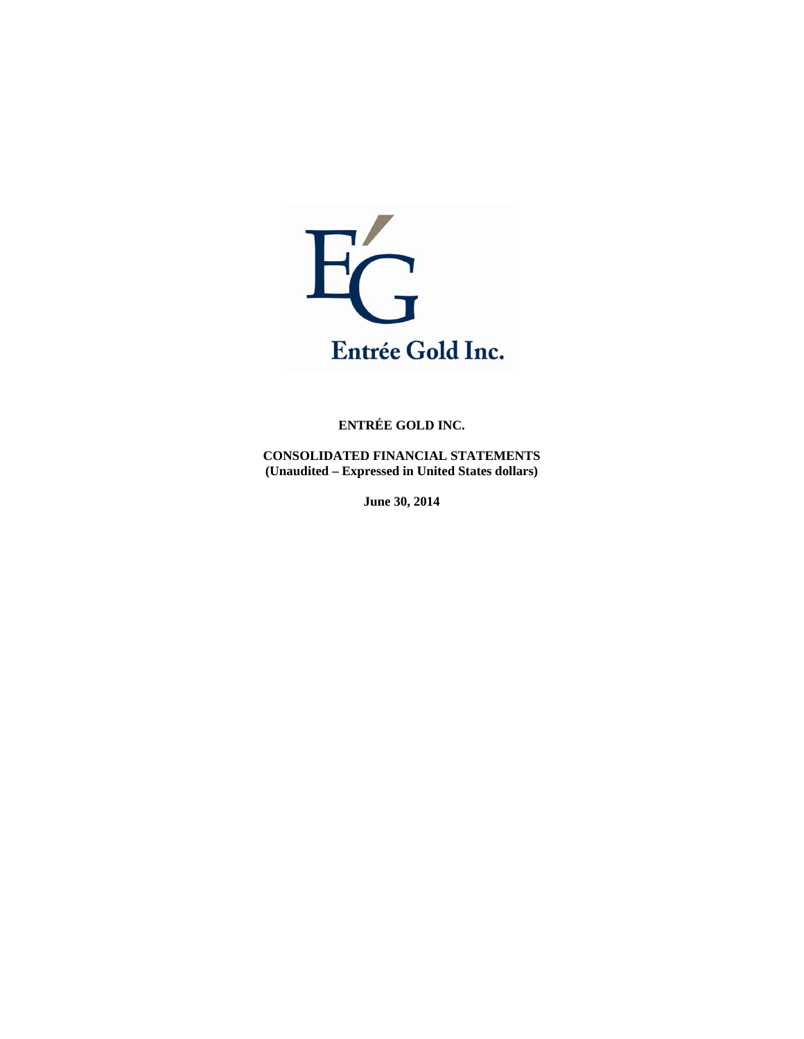Entrée Gold Inc.

**ENTRÉE GOLD INC.**

**CONSOLIDATED FINANCIAL STATEMENTS**
**(Unaudited – Expressed in United States dollars)**

**June 30, 2014**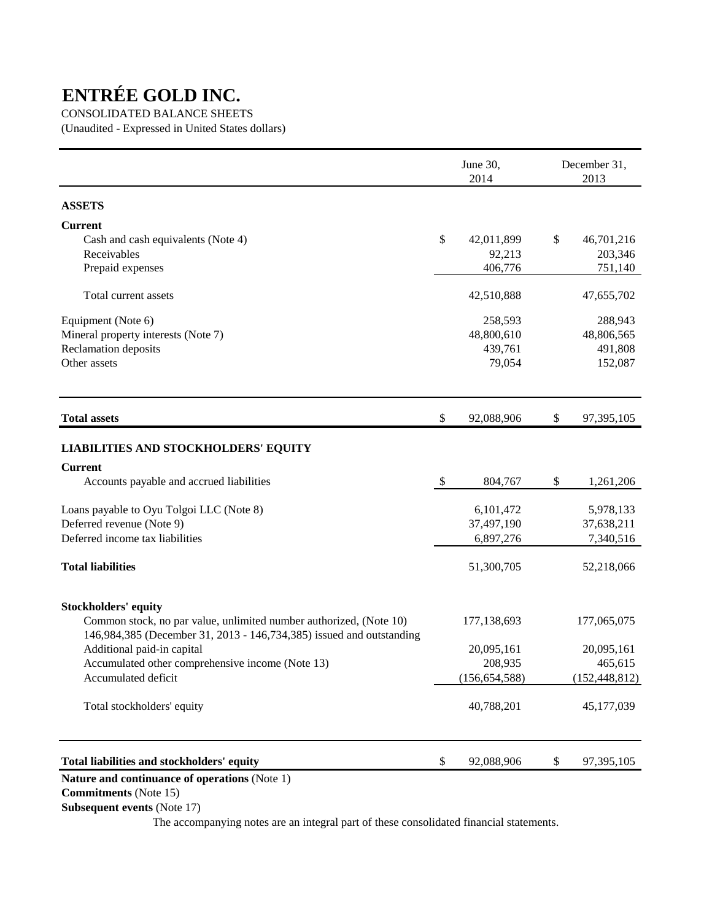# ENTRÉE GOLD INC.

CONSOLIDATED BALANCE SHEETS

(Unaudited - Expressed in United States dollars)

| | June 30, 2014 | December 31, 2013 |
|---|---|---|
| **ASSETS** | | |
| **Current** | | |
| Cash and cash equivalents (Note 4) | $ 42,011,899 | $ 46,701,216 |
| Receivables | 92,213 | 203,346 |
| Prepaid expenses | 406,776 | 751,140 |
| Total current assets | 42,510,888 | 47,655,702 |
| Equipment (Note 6) | 258,593 | 288,943 |
| Mineral property interests (Note 7) | 48,800,610 | 48,806,565 |
| Reclamation deposits | 439,761 | 491,808 |
| Other assets | 79,054 | 152,087 |
| **Total assets** | $ 92,088,906 | $ 97,395,105 |
| **LIABILITIES AND STOCKHOLDERS' EQUITY** | | |
| **Current** | | |
| Accounts payable and accrued liabilities | $ 804,767 | $ 1,261,206 |
| Loans payable to Oyu Tolgoi LLC (Note 8) | 6,101,472 | 5,978,133 |
| Deferred revenue (Note 9) | 37,497,190 | 37,638,211 |
| Deferred income tax liabilities | 6,897,276 | 7,340,516 |
| **Total liabilities** | 51,300,705 | 52,218,066 |
| **Stockholders' equity** | | |
| Common stock, no par value, unlimited number authorized, (Note 10) 146,984,385 (December 31, 2013 - 146,734,385) issued and outstanding | 177,138,693 | 177,065,075 |
| Additional paid-in capital | 20,095,161 | 20,095,161 |
| Accumulated other comprehensive income (Note 13) | 208,935 | 465,615 |
| Accumulated deficit | (156,654,588) | (152,448,812) |
| Total stockholders' equity | 40,788,201 | 45,177,039 |
| **Total liabilities and stockholders' equity** | $ 92,088,906 | $ 97,395,105 |

**Nature and continuance of operations** (Note 1)
**Commitments** (Note 15)
**Subsequent events** (Note 17)

The accompanying notes are an integral part of these consolidated financial statements.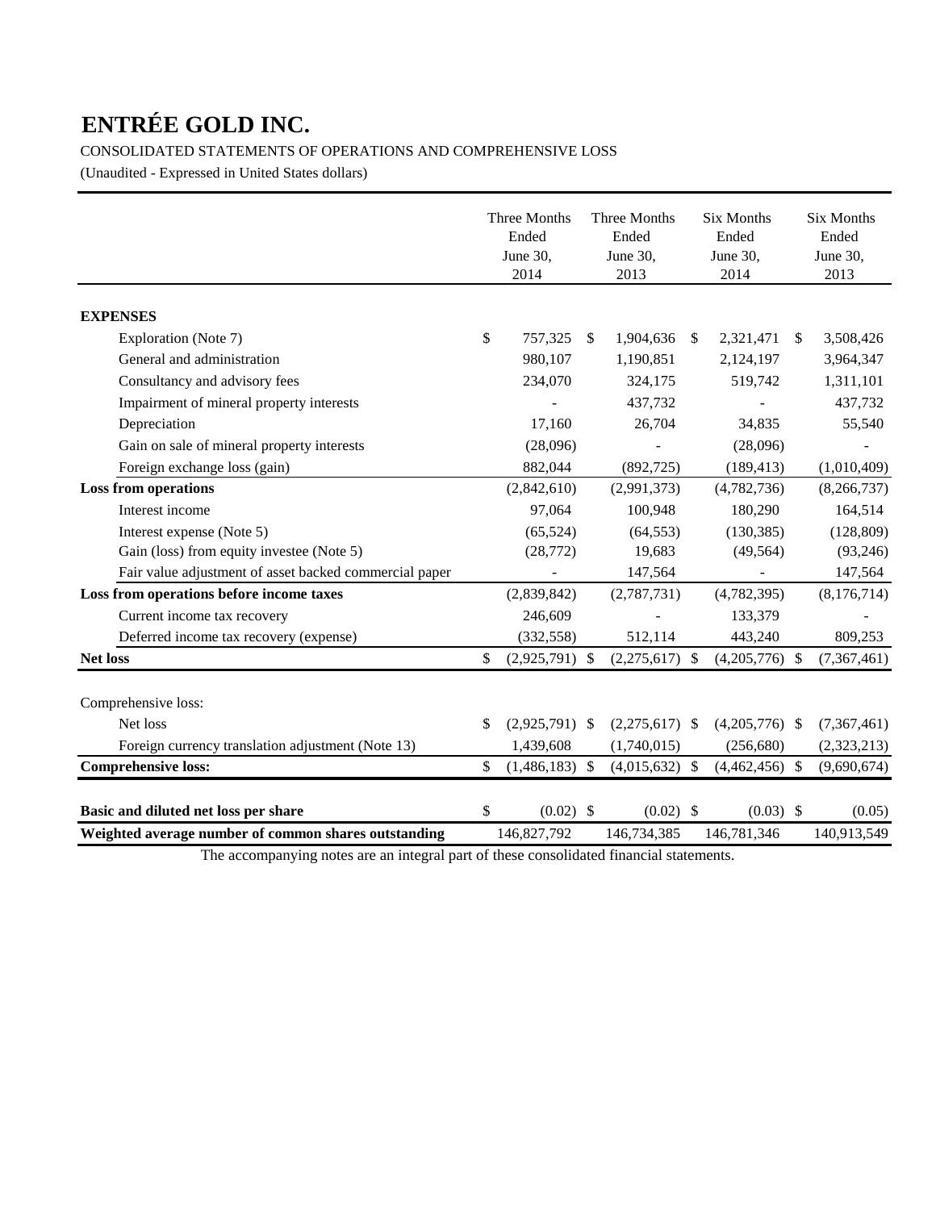# ENTRÉE GOLD INC.

CONSOLIDATED STATEMENTS OF OPERATIONS AND COMPREHENSIVE LOSS

(Unaudited - Expressed in United States dollars)

| | Three Months Ended June 30, 2014 | Three Months Ended June 30, 2013 | Six Months Ended June 30, 2014 | Six Months Ended June 30, 2013 |
|---|---|---|---|---|
| **EXPENSES** | | | | |
| Exploration (Note 7) | $ 757,325 | $ 1,904,636 | $ 2,321,471 | $ 3,508,426 |
| General and administration | 980,107 | 1,190,851 | 2,124,197 | 3,964,347 |
| Consultancy and advisory fees | 234,070 | 324,175 | 519,742 | 1,311,101 |
| Impairment of mineral property interests | - | 437,732 | - | 437,732 |
| Depreciation | 17,160 | 26,704 | 34,835 | 55,540 |
| Gain on sale of mineral property interests | (28,096) | - | (28,096) | - |
| Foreign exchange loss (gain) | 882,044 | (892,725) | (189,413) | (1,010,409) |
| **Loss from operations** | (2,842,610) | (2,991,373) | (4,782,736) | (8,266,737) |
| Interest income | 97,064 | 100,948 | 180,290 | 164,514 |
| Interest expense (Note 5) | (65,524) | (64,553) | (130,385) | (128,809) |
| Gain (loss) from equity investee (Note 5) | (28,772) | 19,683 | (49,564) | (93,246) |
| Fair value adjustment of asset backed commercial paper | - | 147,564 | - | 147,564 |
| **Loss from operations before income taxes** | (2,839,842) | (2,787,731) | (4,782,395) | (8,176,714) |
| Current income tax recovery | 246,609 | - | 133,379 | - |
| Deferred income tax recovery (expense) | (332,558) | 512,114 | 443,240 | 809,253 |
| **Net loss** | $ (2,925,791) | $ (2,275,617) | $ (4,205,776) | $ (7,367,461) |
| | | | | |
| Comprehensive loss: | | | | |
| Net loss | $ (2,925,791) | $ (2,275,617) | $ (4,205,776) | $ (7,367,461) |
| Foreign currency translation adjustment (Note 13) | 1,439,608 | (1,740,015) | (256,680) | (2,323,213) |
| **Comprehensive loss:** | $ (1,486,183) | $ (4,015,632) | $ (4,462,456) | $ (9,690,674) |
| | | | | |
| **Basic and diluted net loss per share** | $ (0.02) | $ (0.02) | $ (0.03) | $ (0.05) |
| **Weighted average number of common shares outstanding** | 146,827,792 | 146,734,385 | 146,781,346 | 140,913,549 |

The accompanying notes are an integral part of these consolidated financial statements.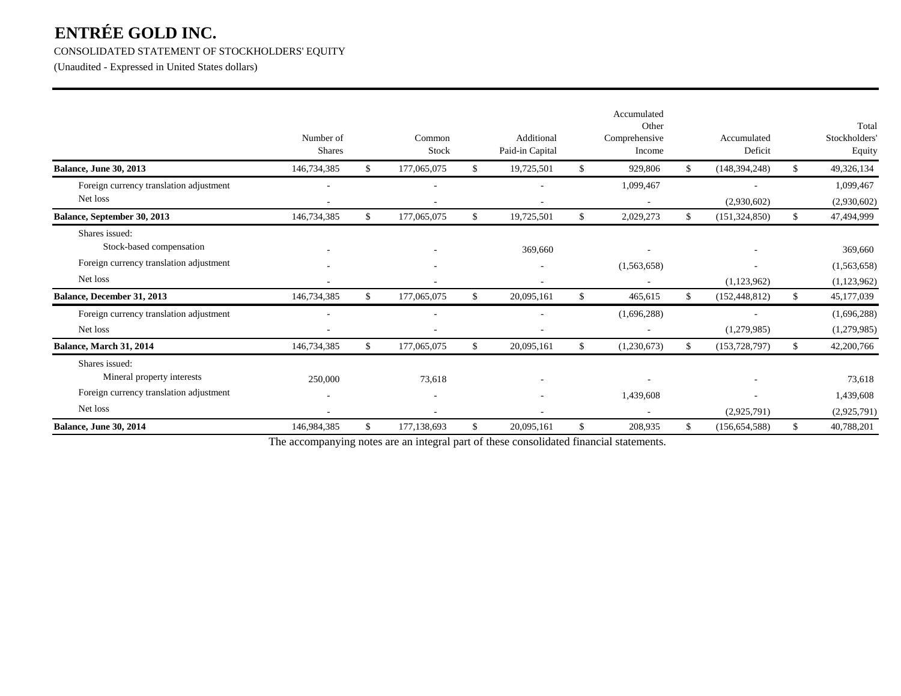# ENTRÉE GOLD INC.

CONSOLIDATED STATEMENT OF STOCKHOLDERS' EQUITY

(Unaudited - Expressed in United States dollars)

| | Number of Shares | Common Stock | Additional Paid-in Capital | Accumulated Other Comprehensive Income | Accumulated Deficit | Total Stockholders' Equity |
|---|---|---|---|---|---|---|
| **Balance, June 30, 2013** | 146,734,385 | $ 177,065,075 | $ 19,725,501 | $ 929,806 | $ (148,394,248) | $ 49,326,134 |
| Foreign currency translation adjustment | - | - | - | 1,099,467 | - | 1,099,467 |
| Net loss | - | - | - | - | (2,930,602) | (2,930,602) |
| **Balance, September 30, 2013** | 146,734,385 | $ 177,065,075 | $ 19,725,501 | $ 2,029,273 | $ (151,324,850) | $ 47,494,999 |
| Shares issued: | | | | | | |
| Stock-based compensation | - | - | 369,660 | - | - | 369,660 |
| Foreign currency translation adjustment | - | - | - | (1,563,658) | - | (1,563,658) |
| Net loss | - | - | - | - | (1,123,962) | (1,123,962) |
| **Balance, December 31, 2013** | 146,734,385 | $ 177,065,075 | $ 20,095,161 | $ 465,615 | $ (152,448,812) | $ 45,177,039 |
| Foreign currency translation adjustment | - | - | - | (1,696,288) | - | (1,696,288) |
| Net loss | - | - | - | - | (1,279,985) | (1,279,985) |
| **Balance, March 31, 2014** | 146,734,385 | $ 177,065,075 | $ 20,095,161 | $ (1,230,673) | $ (153,728,797) | $ 42,200,766 |
| Shares issued: | | | | | | |
| Mineral property interests | 250,000 | 73,618 | - | - | - | 73,618 |
| Foreign currency translation adjustment | - | - | - | 1,439,608 | - | 1,439,608 |
| Net loss | - | - | - | - | (2,925,791) | (2,925,791) |
| **Balance, June 30, 2014** | 146,984,385 | $ 177,138,693 | $ 20,095,161 | $ 208,935 | $ (156,654,588) | $ 40,788,201 |

The accompanying notes are an integral part of these consolidated financial statements.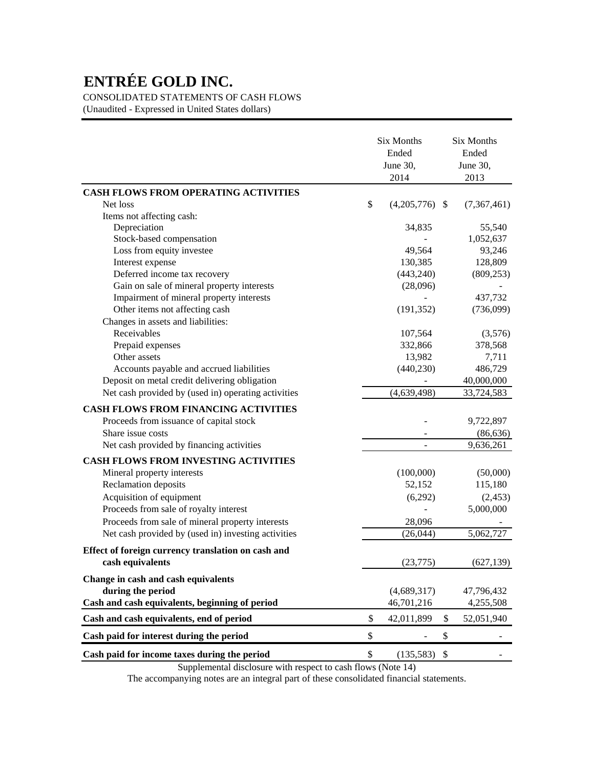# ENTRÉE GOLD INC.

CONSOLIDATED STATEMENTS OF CASH FLOWS

(Unaudited - Expressed in United States dollars)

| | Six Months Ended June 30, 2014 | Six Months Ended June 30, 2013 |
|---|---|---|
| **CASH FLOWS FROM OPERATING ACTIVITIES** | | |
| Net loss | $ (4,205,776) | $ (7,367,461) |
| Items not affecting cash: | | |
| Depreciation | 34,835 | 55,540 |
| Stock-based compensation | - | 1,052,637 |
| Loss from equity investee | 49,564 | 93,246 |
| Interest expense | 130,385 | 128,809 |
| Deferred income tax recovery | (443,240) | (809,253) |
| Gain on sale of mineral property interests | (28,096) | - |
| Impairment of mineral property interests | - | 437,732 |
| Other items not affecting cash | (191,352) | (736,099) |
| Changes in assets and liabilities: | | |
| Receivables | 107,564 | (3,576) |
| Prepaid expenses | 332,866 | 378,568 |
| Other assets | 13,982 | 7,711 |
| Accounts payable and accrued liabilities | (440,230) | 486,729 |
| Deposit on metal credit delivering obligation | - | 40,000,000 |
| Net cash provided by (used in) operating activities | (4,639,498) | 33,724,583 |
| **CASH FLOWS FROM FINANCING ACTIVITIES** | | |
| Proceeds from issuance of capital stock | - | 9,722,897 |
| Share issue costs | - | (86,636) |
| Net cash provided by financing activities | - | 9,636,261 |
| **CASH FLOWS FROM INVESTING ACTIVITIES** | | |
| Mineral property interests | (100,000) | (50,000) |
| Reclamation deposits | 52,152 | 115,180 |
| Acquisition of equipment | (6,292) | (2,453) |
| Proceeds from sale of royalty interest | - | 5,000,000 |
| Proceeds from sale of mineral property interests | 28,096 | - |
| Net cash provided by (used in) investing activities | (26,044) | 5,062,727 |
| **Effect of foreign currency translation on cash and cash equivalents** | (23,775) | (627,139) |
| **Change in cash and cash equivalents during the period** | (4,689,317) | 47,796,432 |
| **Cash and cash equivalents, beginning of period** | 46,701,216 | 4,255,508 |
| **Cash and cash equivalents, end of period** | $ 42,011,899 | $ 52,051,940 |
| **Cash paid for interest during the period** | $ - | $ - |
| **Cash paid for income taxes during the period** | $ (135,583) | $ - |

Supplemental disclosure with respect to cash flows (Note 14)

The accompanying notes are an integral part of these consolidated financial statements.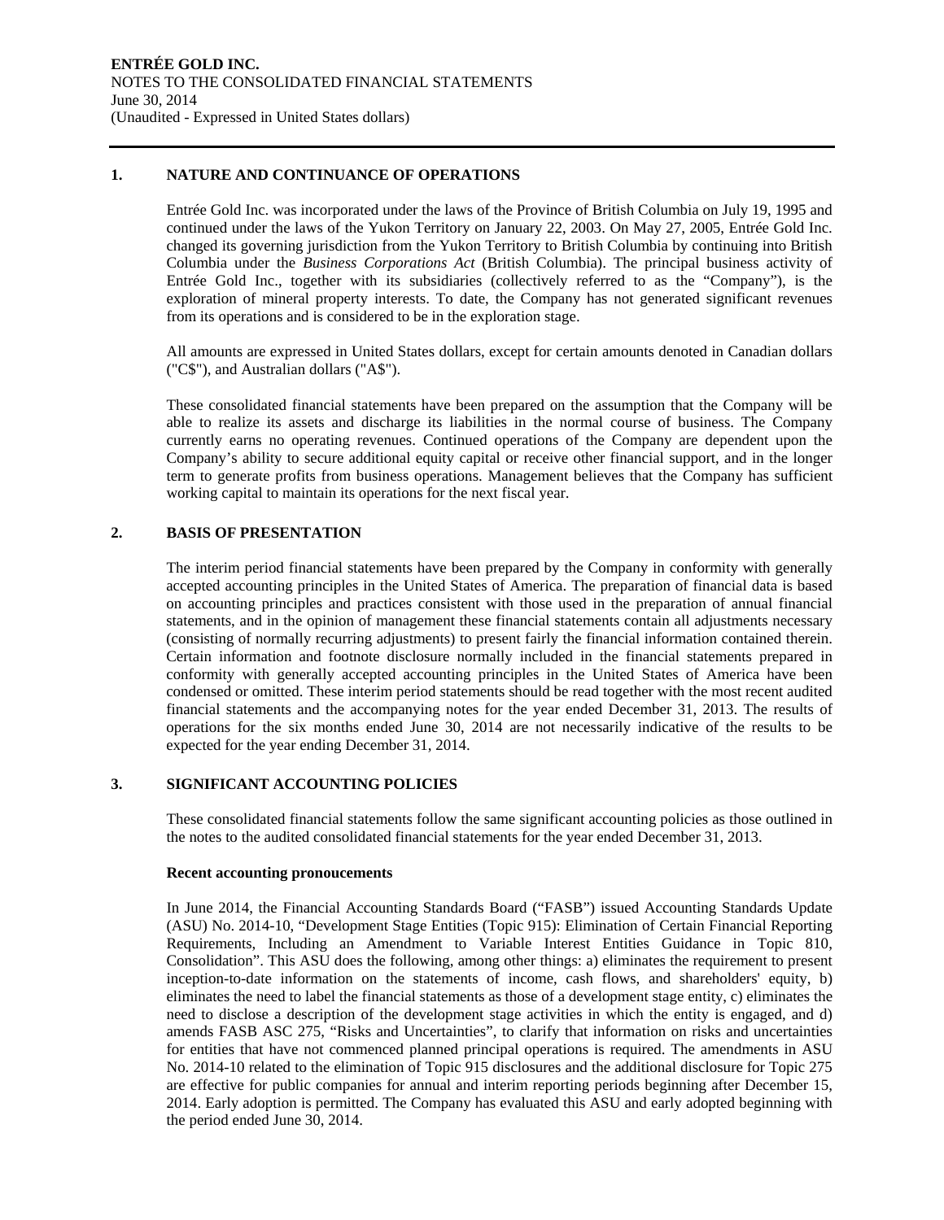# ENTRÉE GOLD INC.

NOTES TO THE CONSOLIDATED FINANCIAL STATEMENTS
June 30, 2014
(Unaudited - Expressed in United States dollars)

## 1. NATURE AND CONTINUANCE OF OPERATIONS

Entrée Gold Inc. was incorporated under the laws of the Province of British Columbia on July 19, 1995 and continued under the laws of the Yukon Territory on January 22, 2003. On May 27, 2005, Entrée Gold Inc. changed its governing jurisdiction from the Yukon Territory to British Columbia by continuing into British Columbia under the *Business Corporations Act* (British Columbia). The principal business activity of Entrée Gold Inc., together with its subsidiaries (collectively referred to as the "Company"), is the exploration of mineral property interests. To date, the Company has not generated significant revenues from its operations and is considered to be in the exploration stage.

All amounts are expressed in United States dollars, except for certain amounts denoted in Canadian dollars ("C$"), and Australian dollars ("A$").

These consolidated financial statements have been prepared on the assumption that the Company will be able to realize its assets and discharge its liabilities in the normal course of business. The Company currently earns no operating revenues. Continued operations of the Company are dependent upon the Company's ability to secure additional equity capital or receive other financial support, and in the longer term to generate profits from business operations. Management believes that the Company has sufficient working capital to maintain its operations for the next fiscal year.

## 2. BASIS OF PRESENTATION

The interim period financial statements have been prepared by the Company in conformity with generally accepted accounting principles in the United States of America. The preparation of financial data is based on accounting principles and practices consistent with those used in the preparation of annual financial statements, and in the opinion of management these financial statements contain all adjustments necessary (consisting of normally recurring adjustments) to present fairly the financial information contained therein. Certain information and footnote disclosure normally included in the financial statements prepared in conformity with generally accepted accounting principles in the United States of America have been condensed or omitted. These interim period statements should be read together with the most recent audited financial statements and the accompanying notes for the year ended December 31, 2013. The results of operations for the six months ended June 30, 2014 are not necessarily indicative of the results to be expected for the year ending December 31, 2014.

## 3. SIGNIFICANT ACCOUNTING POLICIES

These consolidated financial statements follow the same significant accounting policies as those outlined in the notes to the audited consolidated financial statements for the year ended December 31, 2013.

**Recent accounting pronoucements**

In June 2014, the Financial Accounting Standards Board ("FASB") issued Accounting Standards Update (ASU) No. 2014-10, "Development Stage Entities (Topic 915): Elimination of Certain Financial Reporting Requirements, Including an Amendment to Variable Interest Entities Guidance in Topic 810, Consolidation". This ASU does the following, among other things: a) eliminates the requirement to present inception-to-date information on the statements of income, cash flows, and shareholders' equity, b) eliminates the need to label the financial statements as those of a development stage entity, c) eliminates the need to disclose a description of the development stage activities in which the entity is engaged, and d) amends FASB ASC 275, "Risks and Uncertainties", to clarify that information on risks and uncertainties for entities that have not commenced planned principal operations is required. The amendments in ASU No. 2014-10 related to the elimination of Topic 915 disclosures and the additional disclosure for Topic 275 are effective for public companies for annual and interim reporting periods beginning after December 15, 2014. Early adoption is permitted. The Company has evaluated this ASU and early adopted beginning with the period ended June 30, 2014.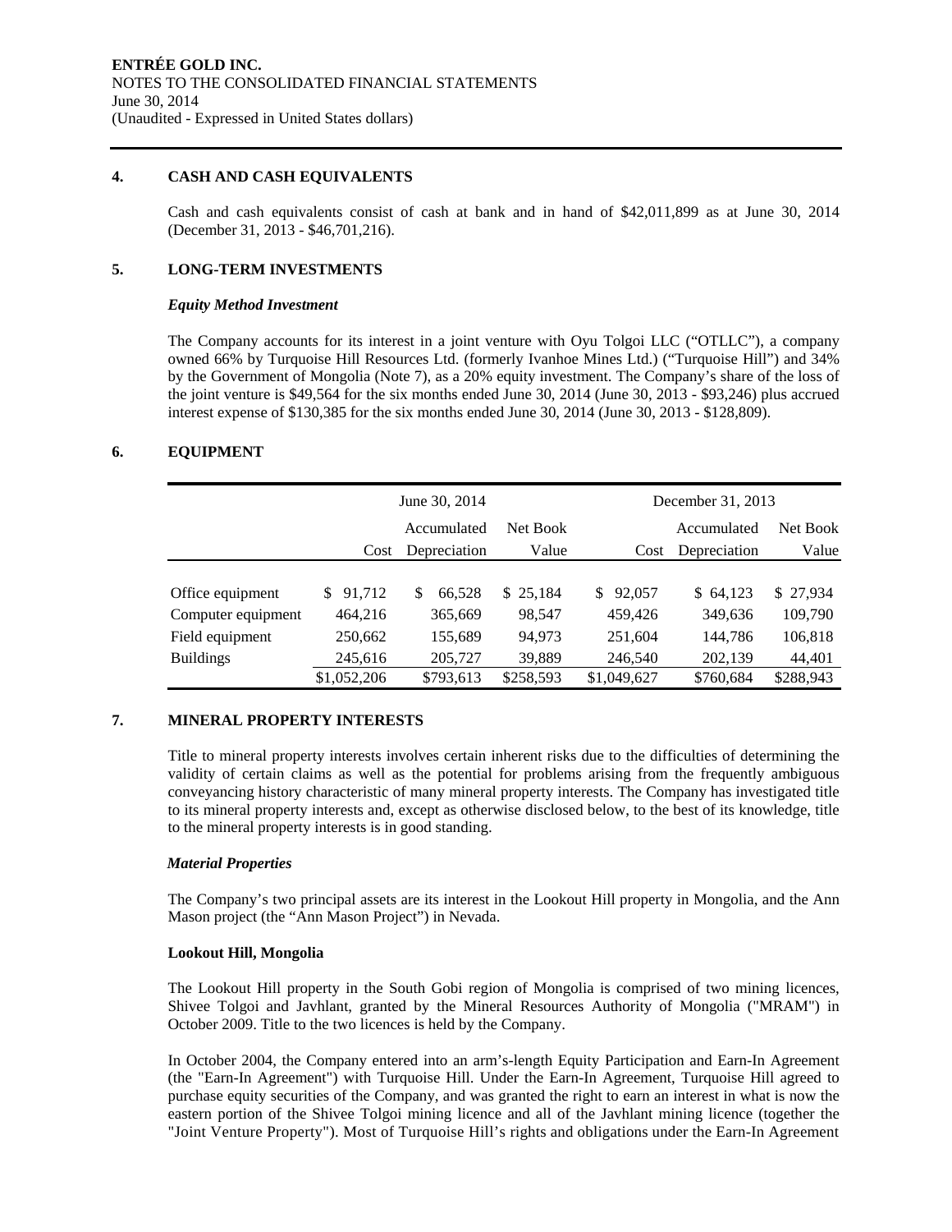## 4. CASH AND CASH EQUIVALENTS

Cash and cash equivalents consist of cash at bank and in hand of $42,011,899 as at June 30, 2014 (December 31, 2013 - $46,701,216).

## 5. LONG-TERM INVESTMENTS

### *Equity Method Investment*

The Company accounts for its interest in a joint venture with Oyu Tolgoi LLC ("OTLLC"), a company owned 66% by Turquoise Hill Resources Ltd. (formerly Ivanhoe Mines Ltd.) ("Turquoise Hill") and 34% by the Government of Mongolia (Note 7), as a 20% equity investment. The Company's share of the loss of the joint venture is $49,564 for the six months ended June 30, 2014 (June 30, 2013 - $93,246) plus accrued interest expense of $130,385 for the six months ended June 30, 2014 (June 30, 2013 - $128,809).

## 6. EQUIPMENT

| | June 30, 2014 | | | December 31, 2013 | | |
|---|---|---|---|---|---|---|
| | Cost | Accumulated Depreciation | Net Book Value | Cost | Accumulated Depreciation | Net Book Value |
| Office equipment | $ 91,712 | $ 66,528 | $ 25,184 | $ 92,057 | $ 64,123 | $ 27,934 |
| Computer equipment | 464,216 | 365,669 | 98,547 | 459,426 | 349,636 | 109,790 |
| Field equipment | 250,662 | 155,689 | 94,973 | 251,604 | 144,786 | 106,818 |
| Buildings | 245,616 | 205,727 | 39,889 | 246,540 | 202,139 | 44,401 |
| | $1,052,206 | $793,613 | $258,593 | $1,049,627 | $760,684 | $288,943 |

## 7. MINERAL PROPERTY INTERESTS

Title to mineral property interests involves certain inherent risks due to the difficulties of determining the validity of certain claims as well as the potential for problems arising from the frequently ambiguous conveyancing history characteristic of many mineral property interests. The Company has investigated title to its mineral property interests and, except as otherwise disclosed below, to the best of its knowledge, title to the mineral property interests is in good standing.

### *Material Properties*

The Company's two principal assets are its interest in the Lookout Hill property in Mongolia, and the Ann Mason project (the "Ann Mason Project") in Nevada.

### Lookout Hill, Mongolia

The Lookout Hill property in the South Gobi region of Mongolia is comprised of two mining licences, Shivee Tolgoi and Javhlant, granted by the Mineral Resources Authority of Mongolia ("MRAM") in October 2009. Title to the two licences is held by the Company.

In October 2004, the Company entered into an arm's-length Equity Participation and Earn-In Agreement (the "Earn-In Agreement") with Turquoise Hill. Under the Earn-In Agreement, Turquoise Hill agreed to purchase equity securities of the Company, and was granted the right to earn an interest in what is now the eastern portion of the Shivee Tolgoi mining licence and all of the Javhlant mining licence (together the "Joint Venture Property"). Most of Turquoise Hill's rights and obligations under the Earn-In Agreement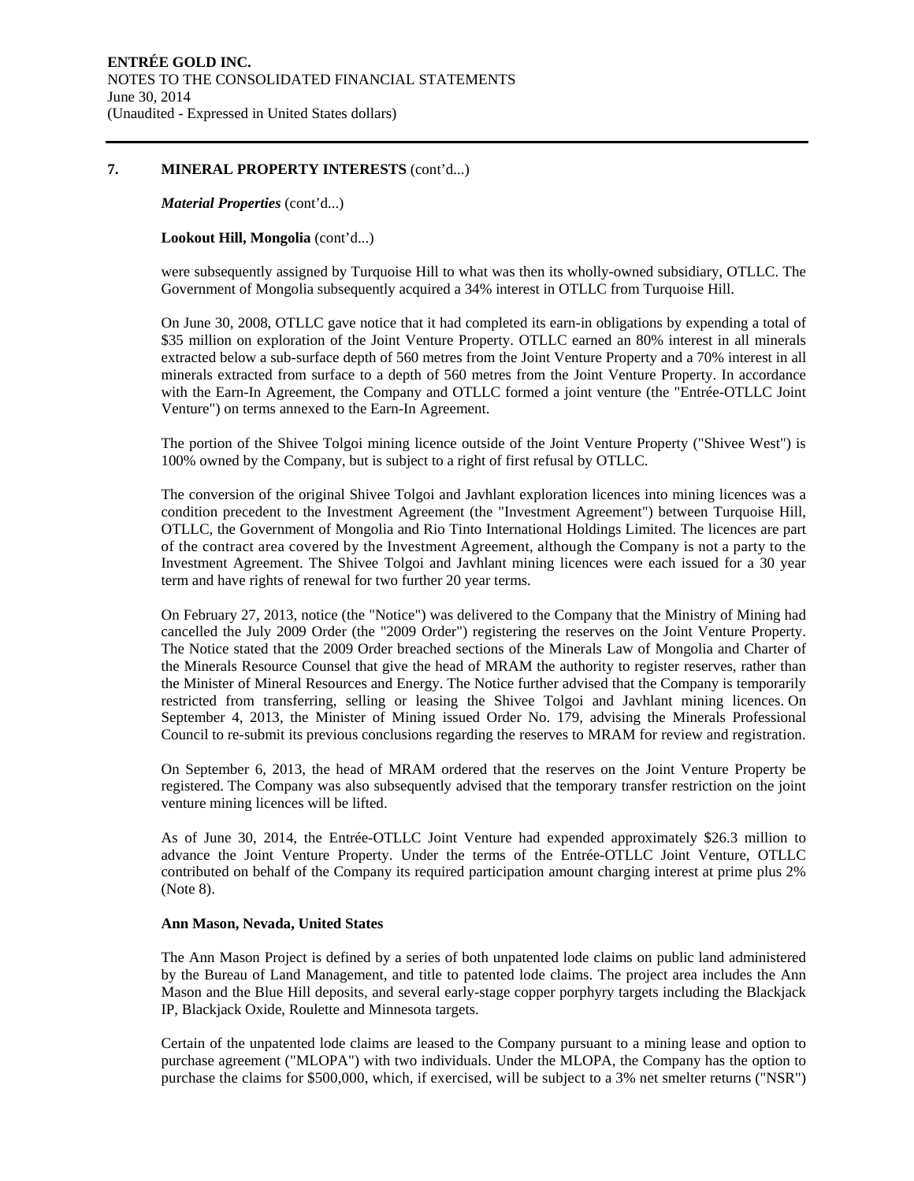## 7. MINERAL PROPERTY INTERESTS (cont'd...)

***Material Properties*** (cont'd...)

**Lookout Hill, Mongolia** (cont'd...)

were subsequently assigned by Turquoise Hill to what was then its wholly-owned subsidiary, OTLLC. The Government of Mongolia subsequently acquired a 34% interest in OTLLC from Turquoise Hill.

On June 30, 2008, OTLLC gave notice that it had completed its earn-in obligations by expending a total of \$35 million on exploration of the Joint Venture Property. OTLLC earned an 80% interest in all minerals extracted below a sub-surface depth of 560 metres from the Joint Venture Property and a 70% interest in all minerals extracted from surface to a depth of 560 metres from the Joint Venture Property. In accordance with the Earn-In Agreement, the Company and OTLLC formed a joint venture (the "Entrée-OTLLC Joint Venture") on terms annexed to the Earn-In Agreement.

The portion of the Shivee Tolgoi mining licence outside of the Joint Venture Property ("Shivee West") is 100% owned by the Company, but is subject to a right of first refusal by OTLLC.

The conversion of the original Shivee Tolgoi and Javhlant exploration licences into mining licences was a condition precedent to the Investment Agreement (the "Investment Agreement") between Turquoise Hill, OTLLC, the Government of Mongolia and Rio Tinto International Holdings Limited. The licences are part of the contract area covered by the Investment Agreement, although the Company is not a party to the Investment Agreement. The Shivee Tolgoi and Javhlant mining licences were each issued for a 30 year term and have rights of renewal for two further 20 year terms.

On February 27, 2013, notice (the "Notice") was delivered to the Company that the Ministry of Mining had cancelled the July 2009 Order (the "2009 Order") registering the reserves on the Joint Venture Property. The Notice stated that the 2009 Order breached sections of the Minerals Law of Mongolia and Charter of the Minerals Resource Counsel that give the head of MRAM the authority to register reserves, rather than the Minister of Mineral Resources and Energy. The Notice further advised that the Company is temporarily restricted from transferring, selling or leasing the Shivee Tolgoi and Javhlant mining licences. On September 4, 2013, the Minister of Mining issued Order No. 179, advising the Minerals Professional Council to re-submit its previous conclusions regarding the reserves to MRAM for review and registration.

On September 6, 2013, the head of MRAM ordered that the reserves on the Joint Venture Property be registered. The Company was also subsequently advised that the temporary transfer restriction on the joint venture mining licences will be lifted.

As of June 30, 2014, the Entrée-OTLLC Joint Venture had expended approximately \$26.3 million to advance the Joint Venture Property. Under the terms of the Entrée-OTLLC Joint Venture, OTLLC contributed on behalf of the Company its required participation amount charging interest at prime plus 2% (Note 8).

**Ann Mason, Nevada, United States**

The Ann Mason Project is defined by a series of both unpatented lode claims on public land administered by the Bureau of Land Management, and title to patented lode claims. The project area includes the Ann Mason and the Blue Hill deposits, and several early-stage copper porphyry targets including the Blackjack IP, Blackjack Oxide, Roulette and Minnesota targets.

Certain of the unpatented lode claims are leased to the Company pursuant to a mining lease and option to purchase agreement ("MLOPA") with two individuals. Under the MLOPA, the Company has the option to purchase the claims for \$500,000, which, if exercised, will be subject to a 3% net smelter returns ("NSR")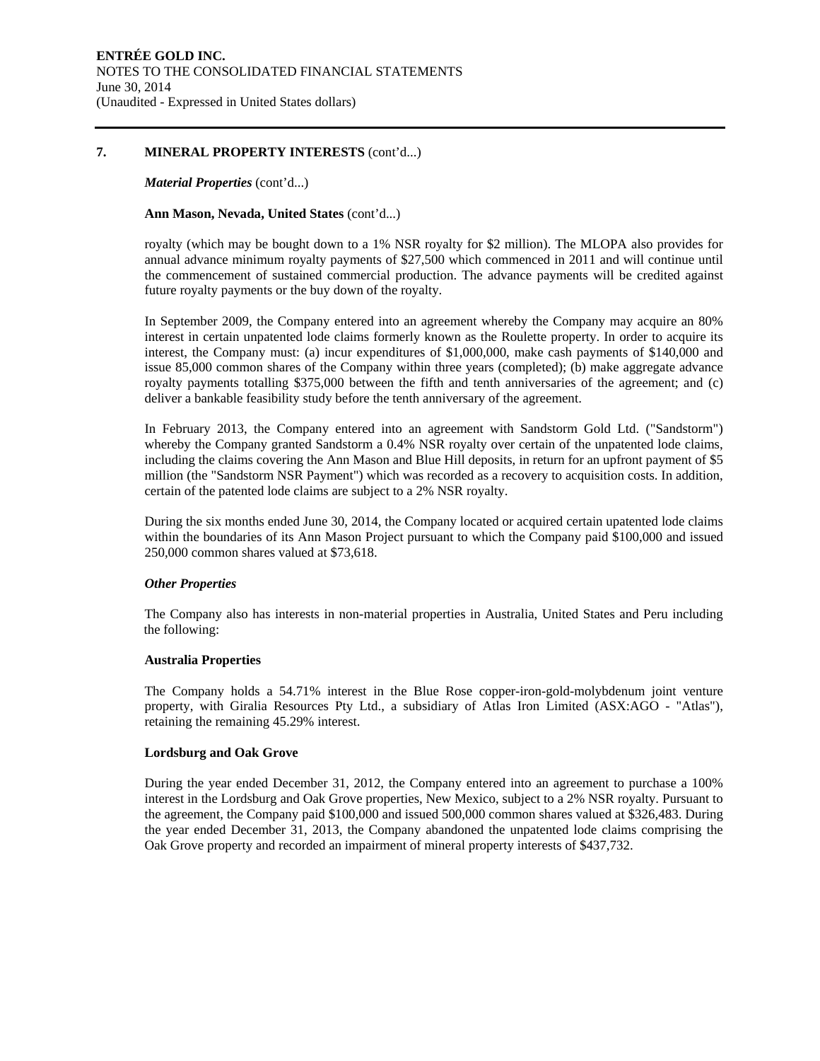## 7. MINERAL PROPERTY INTERESTS (cont'd...)

***Material Properties*** (cont'd...)

**Ann Mason, Nevada, United States** (cont'd...)

royalty (which may be bought down to a 1% NSR royalty for $2 million). The MLOPA also provides for annual advance minimum royalty payments of $27,500 which commenced in 2011 and will continue until the commencement of sustained commercial production. The advance payments will be credited against future royalty payments or the buy down of the royalty.

In September 2009, the Company entered into an agreement whereby the Company may acquire an 80% interest in certain unpatented lode claims formerly known as the Roulette property. In order to acquire its interest, the Company must: (a) incur expenditures of $1,000,000, make cash payments of $140,000 and issue 85,000 common shares of the Company within three years (completed); (b) make aggregate advance royalty payments totalling $375,000 between the fifth and tenth anniversaries of the agreement; and (c) deliver a bankable feasibility study before the tenth anniversary of the agreement.

In February 2013, the Company entered into an agreement with Sandstorm Gold Ltd. ("Sandstorm") whereby the Company granted Sandstorm a 0.4% NSR royalty over certain of the unpatented lode claims, including the claims covering the Ann Mason and Blue Hill deposits, in return for an upfront payment of $5 million (the "Sandstorm NSR Payment") which was recorded as a recovery to acquisition costs. In addition, certain of the patented lode claims are subject to a 2% NSR royalty.

During the six months ended June 30, 2014, the Company located or acquired certain upatented lode claims within the boundaries of its Ann Mason Project pursuant to which the Company paid $100,000 and issued 250,000 common shares valued at $73,618.

***Other Properties***

The Company also has interests in non-material properties in Australia, United States and Peru including the following:

**Australia Properties**

The Company holds a 54.71% interest in the Blue Rose copper-iron-gold-molybdenum joint venture property, with Giralia Resources Pty Ltd., a subsidiary of Atlas Iron Limited (ASX:AGO - "Atlas"), retaining the remaining 45.29% interest.

**Lordsburg and Oak Grove**

During the year ended December 31, 2012, the Company entered into an agreement to purchase a 100% interest in the Lordsburg and Oak Grove properties, New Mexico, subject to a 2% NSR royalty. Pursuant to the agreement, the Company paid $100,000 and issued 500,000 common shares valued at $326,483. During the year ended December 31, 2013, the Company abandoned the unpatented lode claims comprising the Oak Grove property and recorded an impairment of mineral property interests of $437,732.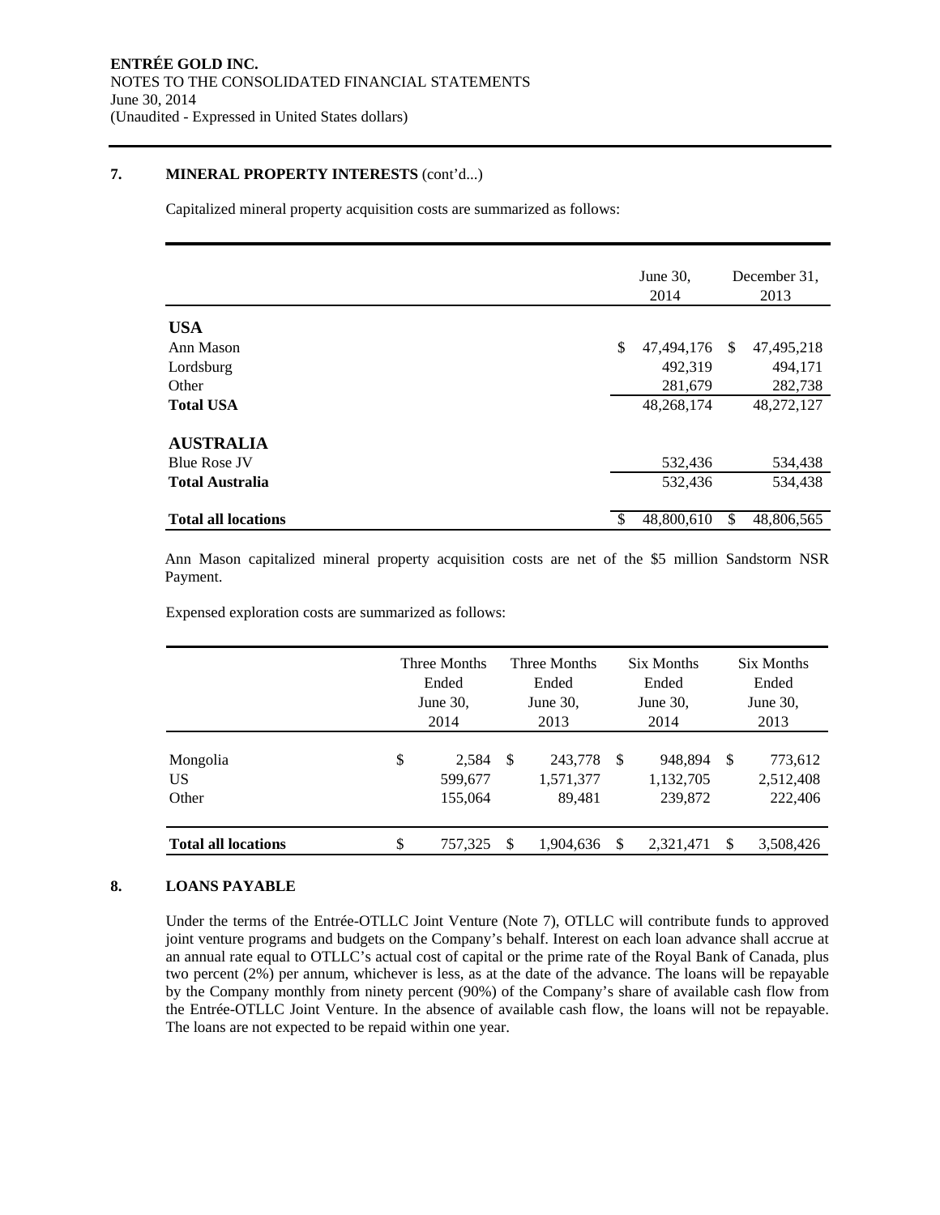## 7. MINERAL PROPERTY INTERESTS (cont'd...)

Capitalized mineral property acquisition costs are summarized as follows:

| | June 30, 2014 | December 31, 2013 |
|---|---|---|
| **USA** | | |
| Ann Mason | $ 47,494,176 | $ 47,495,218 |
| Lordsburg | 492,319 | 494,171 |
| Other | 281,679 | 282,738 |
| **Total USA** | 48,268,174 | 48,272,127 |
| **AUSTRALIA** | | |
| Blue Rose JV | 532,436 | 534,438 |
| **Total Australia** | 532,436 | 534,438 |
| **Total all locations** | $ 48,800,610 | $ 48,806,565 |

Ann Mason capitalized mineral property acquisition costs are net of the $5 million Sandstorm NSR Payment.

Expensed exploration costs are summarized as follows:

| | Three Months Ended June 30, 2014 | Three Months Ended June 30, 2013 | Six Months Ended June 30, 2014 | Six Months Ended June 30, 2013 |
|---|---|---|---|---|
| Mongolia | $ 2,584 | $ 243,778 | $ 948,894 | $ 773,612 |
| US | 599,677 | 1,571,377 | 1,132,705 | 2,512,408 |
| Other | 155,064 | 89,481 | 239,872 | 222,406 |
| **Total all locations** | $ 757,325 | $ 1,904,636 | $ 2,321,471 | $ 3,508,426 |

## 8. LOANS PAYABLE

Under the terms of the Entrée-OTLLC Joint Venture (Note 7), OTLLC will contribute funds to approved joint venture programs and budgets on the Company's behalf. Interest on each loan advance shall accrue at an annual rate equal to OTLLC's actual cost of capital or the prime rate of the Royal Bank of Canada, plus two percent (2%) per annum, whichever is less, as at the date of the advance. The loans will be repayable by the Company monthly from ninety percent (90%) of the Company's share of available cash flow from the Entrée-OTLLC Joint Venture. In the absence of available cash flow, the loans will not be repayable. The loans are not expected to be repaid within one year.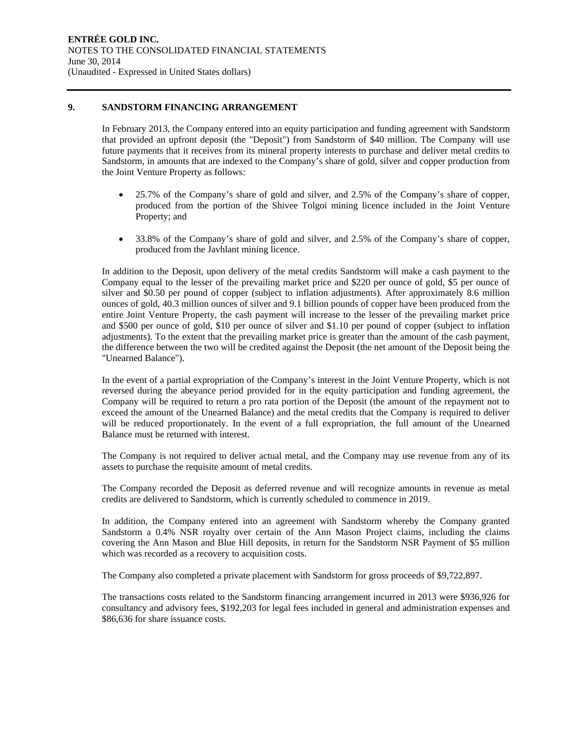## 9. SANDSTORM FINANCING ARRANGEMENT

In February 2013, the Company entered into an equity participation and funding agreement with Sandstorm that provided an upfront deposit (the "Deposit") from Sandstorm of $40 million. The Company will use future payments that it receives from its mineral property interests to purchase and deliver metal credits to Sandstorm, in amounts that are indexed to the Company's share of gold, silver and copper production from the Joint Venture Property as follows:

- 25.7% of the Company's share of gold and silver, and 2.5% of the Company's share of copper, produced from the portion of the Shivee Tolgoi mining licence included in the Joint Venture Property; and

- 33.8% of the Company's share of gold and silver, and 2.5% of the Company's share of copper, produced from the Javhlant mining licence.

In addition to the Deposit, upon delivery of the metal credits Sandstorm will make a cash payment to the Company equal to the lesser of the prevailing market price and $220 per ounce of gold, $5 per ounce of silver and $0.50 per pound of copper (subject to inflation adjustments). After approximately 8.6 million ounces of gold, 40.3 million ounces of silver and 9.1 billion pounds of copper have been produced from the entire Joint Venture Property, the cash payment will increase to the lesser of the prevailing market price and $500 per ounce of gold, $10 per ounce of silver and $1.10 per pound of copper (subject to inflation adjustments). To the extent that the prevailing market price is greater than the amount of the cash payment, the difference between the two will be credited against the Deposit (the net amount of the Deposit being the "Unearned Balance").

In the event of a partial expropriation of the Company's interest in the Joint Venture Property, which is not reversed during the abeyance period provided for in the equity participation and funding agreement, the Company will be required to return a pro rata portion of the Deposit (the amount of the repayment not to exceed the amount of the Unearned Balance) and the metal credits that the Company is required to deliver will be reduced proportionately. In the event of a full expropriation, the full amount of the Unearned Balance must be returned with interest.

The Company is not required to deliver actual metal, and the Company may use revenue from any of its assets to purchase the requisite amount of metal credits.

The Company recorded the Deposit as deferred revenue and will recognize amounts in revenue as metal credits are delivered to Sandstorm, which is currently scheduled to commence in 2019.

In addition, the Company entered into an agreement with Sandstorm whereby the Company granted Sandstorm a 0.4% NSR royalty over certain of the Ann Mason Project claims, including the claims covering the Ann Mason and Blue Hill deposits, in return for the Sandstorm NSR Payment of $5 million which was recorded as a recovery to acquisition costs.

The Company also completed a private placement with Sandstorm for gross proceeds of $9,722,897.

The transactions costs related to the Sandstorm financing arrangement incurred in 2013 were $936,926 for consultancy and advisory fees, $192,203 for legal fees included in general and administration expenses and $86,636 for share issuance costs.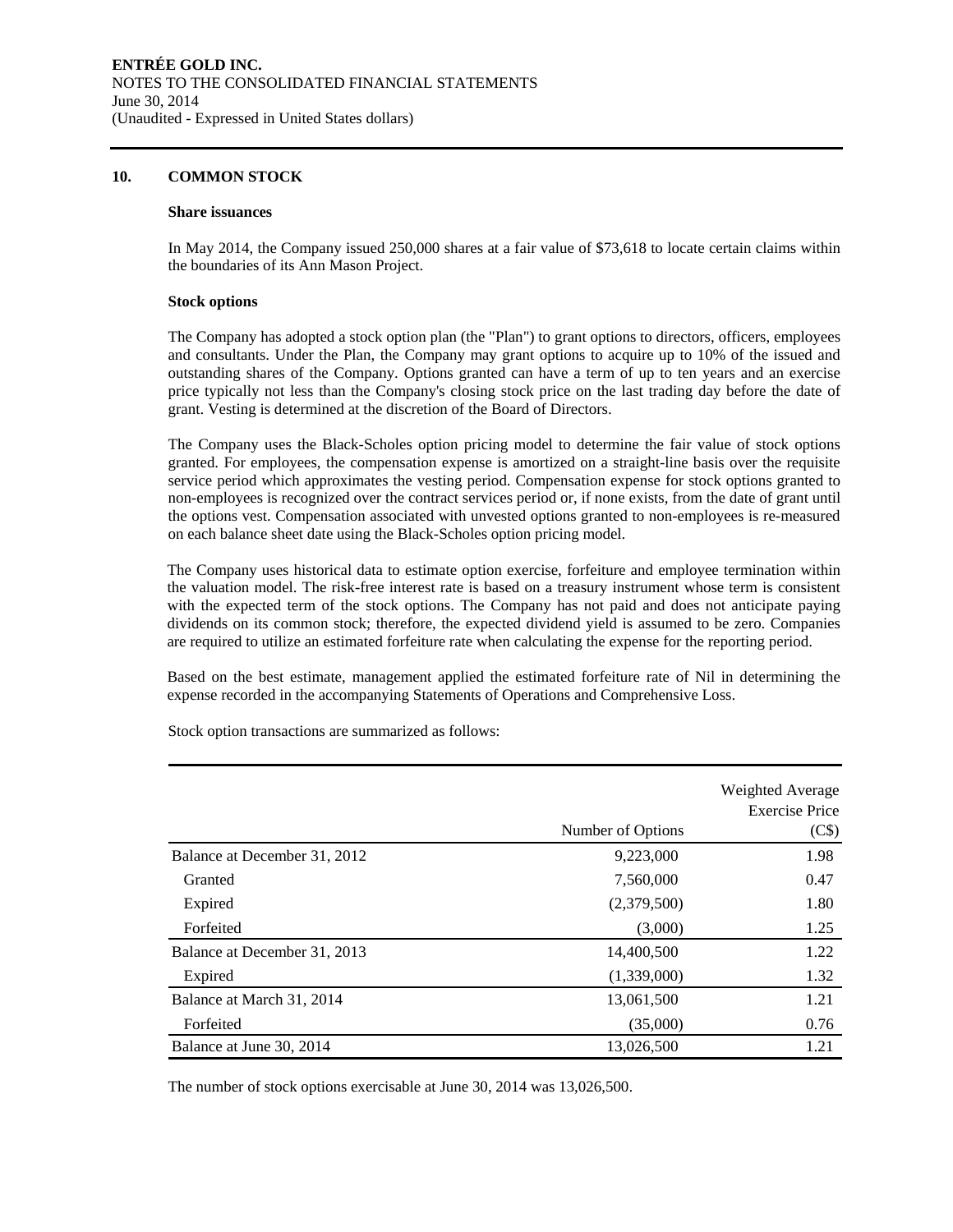## 10. COMMON STOCK

### Share issuances

In May 2014, the Company issued 250,000 shares at a fair value of $73,618 to locate certain claims within the boundaries of its Ann Mason Project.

### Stock options

The Company has adopted a stock option plan (the "Plan") to grant options to directors, officers, employees and consultants. Under the Plan, the Company may grant options to acquire up to 10% of the issued and outstanding shares of the Company. Options granted can have a term of up to ten years and an exercise price typically not less than the Company's closing stock price on the last trading day before the date of grant. Vesting is determined at the discretion of the Board of Directors.

The Company uses the Black-Scholes option pricing model to determine the fair value of stock options granted. For employees, the compensation expense is amortized on a straight-line basis over the requisite service period which approximates the vesting period. Compensation expense for stock options granted to non-employees is recognized over the contract services period or, if none exists, from the date of grant until the options vest. Compensation associated with unvested options granted to non-employees is re-measured on each balance sheet date using the Black-Scholes option pricing model.

The Company uses historical data to estimate option exercise, forfeiture and employee termination within the valuation model. The risk-free interest rate is based on a treasury instrument whose term is consistent with the expected term of the stock options. The Company has not paid and does not anticipate paying dividends on its common stock; therefore, the expected dividend yield is assumed to be zero. Companies are required to utilize an estimated forfeiture rate when calculating the expense for the reporting period.

Based on the best estimate, management applied the estimated forfeiture rate of Nil in determining the expense recorded in the accompanying Statements of Operations and Comprehensive Loss.

Stock option transactions are summarized as follows:

| | Number of Options | Weighted Average Exercise Price (C$) |
|---|---|---|
| Balance at December 31, 2012 | 9,223,000 | 1.98 |
| Granted | 7,560,000 | 0.47 |
| Expired | (2,379,500) | 1.80 |
| Forfeited | (3,000) | 1.25 |
| Balance at December 31, 2013 | 14,400,500 | 1.22 |
| Expired | (1,339,000) | 1.32 |
| Balance at March 31, 2014 | 13,061,500 | 1.21 |
| Forfeited | (35,000) | 0.76 |
| Balance at June 30, 2014 | 13,026,500 | 1.21 |

The number of stock options exercisable at June 30, 2014 was 13,026,500.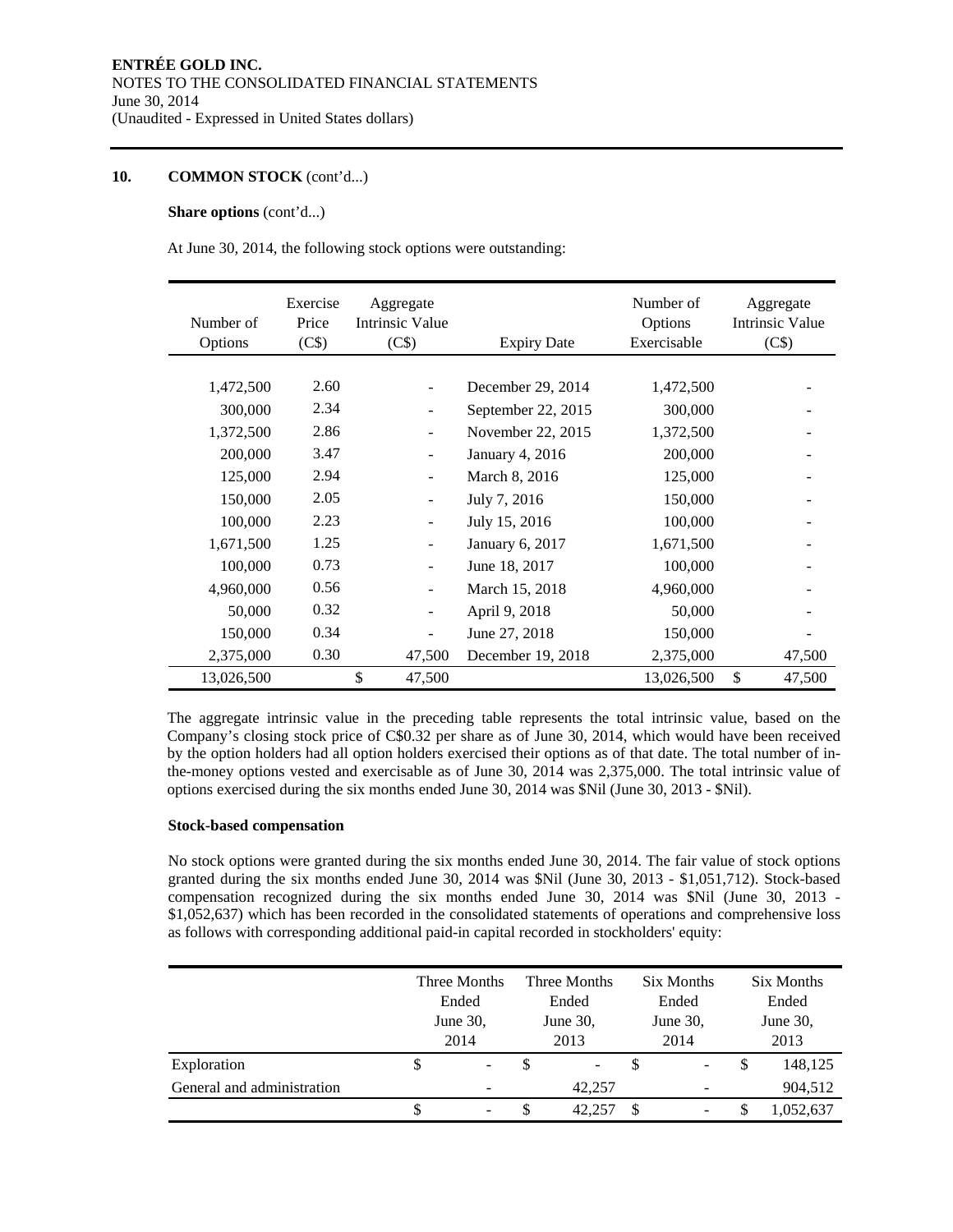## 10. COMMON STOCK (cont'd...)

**Share options** (cont'd...)

At June 30, 2014, the following stock options were outstanding:

| Number of Options | Exercise Price (C$) | Aggregate Intrinsic Value (C$) | Expiry Date | Number of Options Exercisable | Aggregate Intrinsic Value (C$) |
|---|---|---|---|---|---|
| 1,472,500 | 2.60 | - | December 29, 2014 | 1,472,500 | - |
| 300,000 | 2.34 | - | September 22, 2015 | 300,000 | - |
| 1,372,500 | 2.86 | - | November 22, 2015 | 1,372,500 | - |
| 200,000 | 3.47 | - | January 4, 2016 | 200,000 | - |
| 125,000 | 2.94 | - | March 8, 2016 | 125,000 | - |
| 150,000 | 2.05 | - | July 7, 2016 | 150,000 | - |
| 100,000 | 2.23 | - | July 15, 2016 | 100,000 | - |
| 1,671,500 | 1.25 | - | January 6, 2017 | 1,671,500 | - |
| 100,000 | 0.73 | - | June 18, 2017 | 100,000 | - |
| 4,960,000 | 0.56 | - | March 15, 2018 | 4,960,000 | - |
| 50,000 | 0.32 | - | April 9, 2018 | 50,000 | - |
| 150,000 | 0.34 | - | June 27, 2018 | 150,000 | - |
| 2,375,000 | 0.30 | 47,500 | December 19, 2018 | 2,375,000 | 47,500 |
| 13,026,500 | | $ 47,500 | | 13,026,500 | $ 47,500 |

The aggregate intrinsic value in the preceding table represents the total intrinsic value, based on the Company's closing stock price of C$0.32 per share as of June 30, 2014, which would have been received by the option holders had all option holders exercised their options as of that date. The total number of in-the-money options vested and exercisable as of June 30, 2014 was 2,375,000. The total intrinsic value of options exercised during the six months ended June 30, 2014 was $Nil (June 30, 2013 - $Nil).

**Stock-based compensation**

No stock options were granted during the six months ended June 30, 2014. The fair value of stock options granted during the six months ended June 30, 2014 was $Nil (June 30, 2013 - $1,051,712). Stock-based compensation recognized during the six months ended June 30, 2014 was $Nil (June 30, 2013 - $1,052,637) which has been recorded in the consolidated statements of operations and comprehensive loss as follows with corresponding additional paid-in capital recorded in stockholders' equity:

| | Three Months Ended June 30, 2014 | Three Months Ended June 30, 2013 | Six Months Ended June 30, 2014 | Six Months Ended June 30, 2013 |
|---|---|---|---|---|
| Exploration | $ - | $ - | $ - | $ 148,125 |
| General and administration | - | 42,257 | - | 904,512 |
| | $ - | $ 42,257 | $ - | $ 1,052,637 |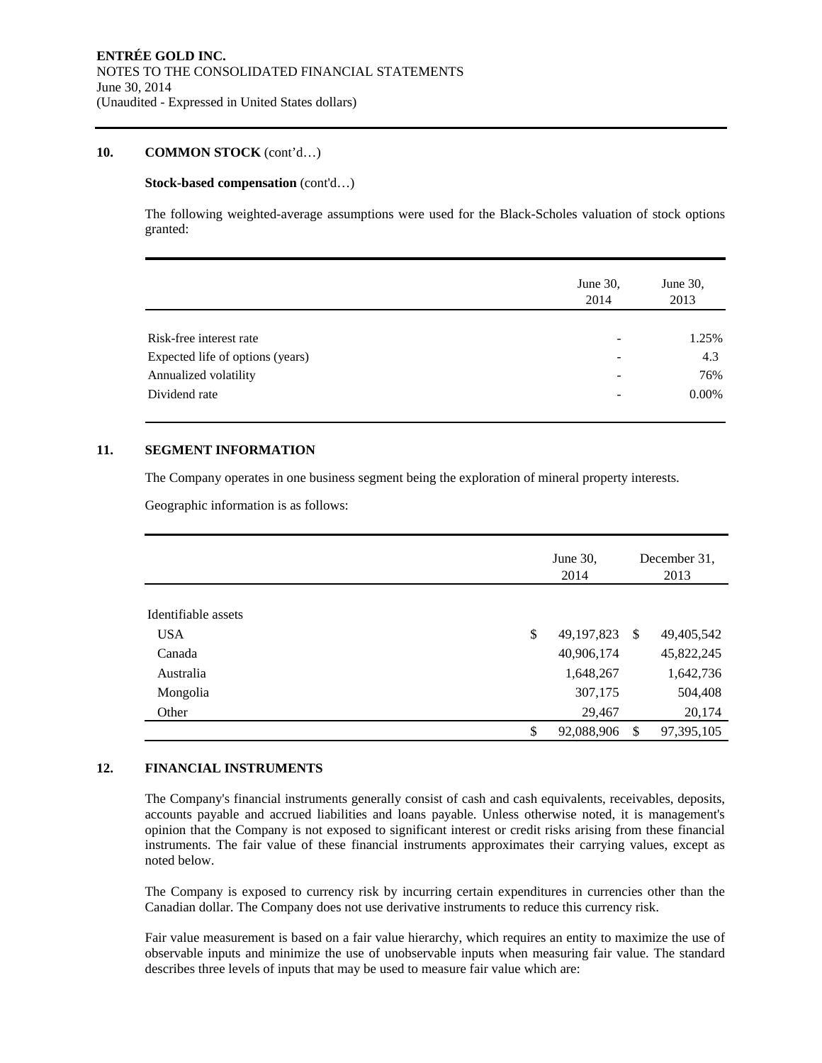**ENTRÉE GOLD INC.**
NOTES TO THE CONSOLIDATED FINANCIAL STATEMENTS
June 30, 2014
(Unaudited - Expressed in United States dollars)

## 10. COMMON STOCK (cont'd…)

**Stock-based compensation** (cont'd…)

The following weighted-average assumptions were used for the Black-Scholes valuation of stock options granted:

| | June 30, 2014 | June 30, 2013 |
|---|---|---|
| Risk-free interest rate | - | 1.25% |
| Expected life of options (years) | - | 4.3 |
| Annualized volatility | - | 76% |
| Dividend rate | - | 0.00% |

## 11. SEGMENT INFORMATION

The Company operates in one business segment being the exploration of mineral property interests.

Geographic information is as follows:

| | June 30, 2014 | December 31, 2013 |
|---|---|---|
| Identifiable assets | | |
| USA | $ 49,197,823 | $ 49,405,542 |
| Canada | 40,906,174 | 45,822,245 |
| Australia | 1,648,267 | 1,642,736 |
| Mongolia | 307,175 | 504,408 |
| Other | 29,467 | 20,174 |
| | $ 92,088,906 | $ 97,395,105 |

## 12. FINANCIAL INSTRUMENTS

The Company's financial instruments generally consist of cash and cash equivalents, receivables, deposits, accounts payable and accrued liabilities and loans payable. Unless otherwise noted, it is management's opinion that the Company is not exposed to significant interest or credit risks arising from these financial instruments. The fair value of these financial instruments approximates their carrying values, except as noted below.

The Company is exposed to currency risk by incurring certain expenditures in currencies other than the Canadian dollar. The Company does not use derivative instruments to reduce this currency risk.

Fair value measurement is based on a fair value hierarchy, which requires an entity to maximize the use of observable inputs and minimize the use of unobservable inputs when measuring fair value. The standard describes three levels of inputs that may be used to measure fair value which are: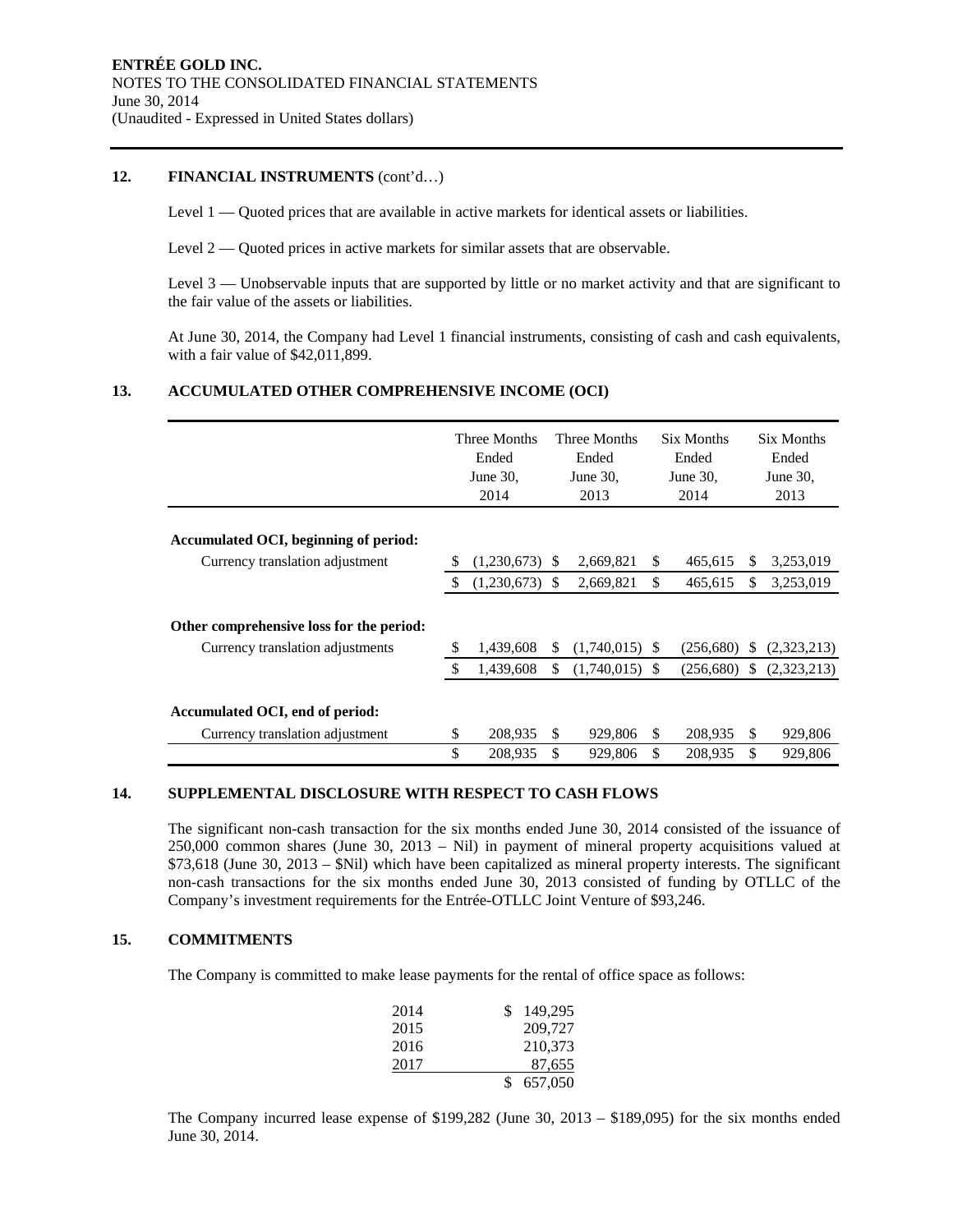## 12. FINANCIAL INSTRUMENTS (cont'd…)

Level 1 — Quoted prices that are available in active markets for identical assets or liabilities.

Level 2 — Quoted prices in active markets for similar assets that are observable.

Level 3 — Unobservable inputs that are supported by little or no market activity and that are significant to the fair value of the assets or liabilities.

At June 30, 2014, the Company had Level 1 financial instruments, consisting of cash and cash equivalents, with a fair value of $42,011,899.

## 13. ACCUMULATED OTHER COMPREHENSIVE INCOME (OCI)

| | Three Months Ended June 30, 2014 | Three Months Ended June 30, 2013 | Six Months Ended June 30, 2014 | Six Months Ended June 30, 2013 |
|---|---|---|---|---|
| **Accumulated OCI, beginning of period:** | | | | |
| Currency translation adjustment | $ (1,230,673) | $ 2,669,821 | $ 465,615 | $ 3,253,019 |
| | $ (1,230,673) | $ 2,669,821 | $ 465,615 | $ 3,253,019 |
| **Other comprehensive loss for the period:** | | | | |
| Currency translation adjustments | $ 1,439,608 | $ (1,740,015) | $ (256,680) | $ (2,323,213) |
| | $ 1,439,608 | $ (1,740,015) | $ (256,680) | $ (2,323,213) |
| **Accumulated OCI, end of period:** | | | | |
| Currency translation adjustment | $ 208,935 | $ 929,806 | $ 208,935 | $ 929,806 |
| | $ 208,935 | $ 929,806 | $ 208,935 | $ 929,806 |

## 14. SUPPLEMENTAL DISCLOSURE WITH RESPECT TO CASH FLOWS

The significant non-cash transaction for the six months ended June 30, 2014 consisted of the issuance of 250,000 common shares (June 30, 2013 – Nil) in payment of mineral property acquisitions valued at $73,618 (June 30, 2013 – $Nil) which have been capitalized as mineral property interests. The significant non-cash transactions for the six months ended June 30, 2013 consisted of funding by OTLLC of the Company's investment requirements for the Entrée-OTLLC Joint Venture of $93,246.

## 15. COMMITMENTS

The Company is committed to make lease payments for the rental of office space as follows:

| | |
|---|---|
| 2014 | $ 149,295 |
| 2015 | 209,727 |
| 2016 | 210,373 |
| 2017 | 87,655 |
| | $ 657,050 |

The Company incurred lease expense of $199,282 (June 30, 2013 – $189,095) for the six months ended June 30, 2014.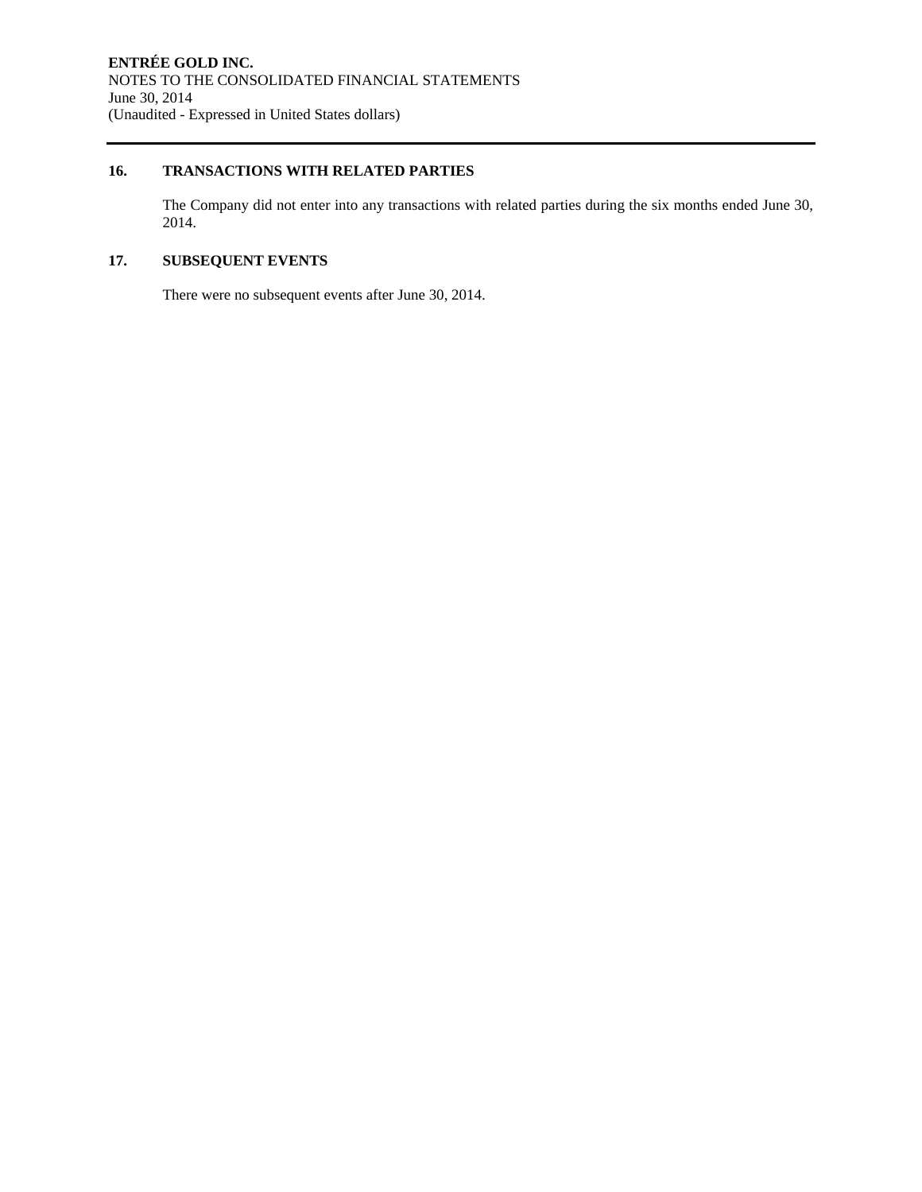## 16. TRANSACTIONS WITH RELATED PARTIES

The Company did not enter into any transactions with related parties during the six months ended June 30, 2014.

## 17. SUBSEQUENT EVENTS

There were no subsequent events after June 30, 2014.